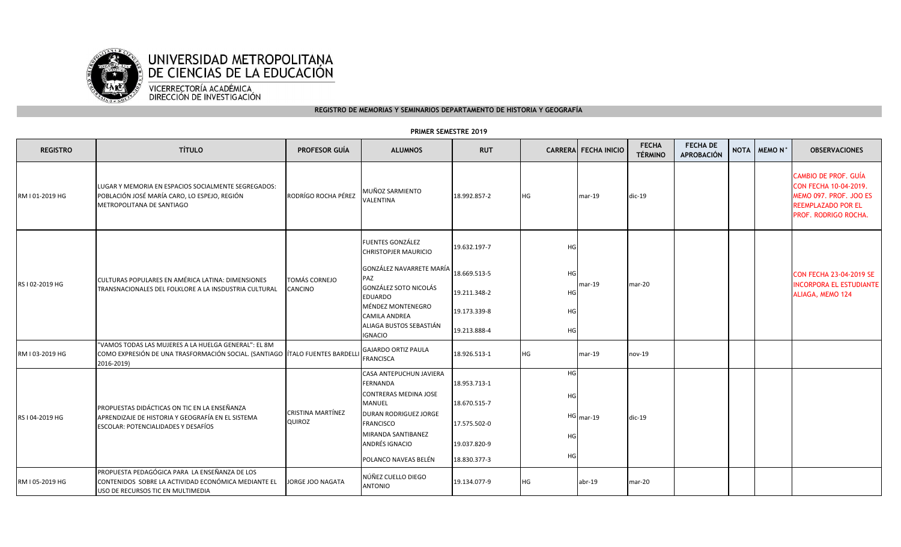# UNIVERSIDAD METROPOLITANA DE CIENCIAS DE LA EDUCACIÓN

VICERRECTORÍA ACADÉMICA
DIRECCIÓN DE INVESTIGACIÓN

**REGISTRO DE MEMORIAS Y SEMINARIOS DEPARTAMENTO DE HISTORIA Y GEOGRAFÍA**

**PRIMER SEMESTRE 2019**

| REGISTRO | TÍTULO | PROFESOR GUÍA | ALUMNOS | RUT | CARRERA | FECHA INICIO | FECHA TÉRMINO | FECHA DE APROBACIÓN | NOTA | MEMO N° | OBSERVACIONES |
|---|---|---|---|---|---|---|---|---|---|---|---|
| RM I 01-2019 HG | LUGAR Y MEMORIA EN ESPACIOS SOCIALMENTE SEGREGADOS: POBLACIÓN JOSÉ MARÍA CARO, LO ESPEJO, REGIÓN METROPOLITANA DE SANTIAGO | RODRÍGO ROCHA PÉREZ | MUÑOZ SARMIENTO VALENTINA | 18.992.857-2 | HG | mar-19 | dic-19 | | | | CAMBIO DE PROF. GUÍA CON FECHA 10-04-2019. MEMO 097. PROF. JOO ES REEMPLAZADO POR EL PROF. RODRIGO ROCHA. |
| RS I 02-2019 HG | CULTURAS POPULARES EN AMÉRICA LATINA: DIMENSIONES TRANSNACIONALES DEL FOLKLORE A LA INSDUSTRIA CULTURAL | TOMÁS CORNEJO CANCINO | FUENTES GONZÁLEZ CHRISTOPJER MAURICIO | 19.632.197-7 | HG | mar-19 | mar-20 | | | | CON FECHA 23-04-2019 SE INCORPORA EL ESTUDIANTE ALIAGA, MEMO 124 |
| | | | GONZÁLEZ NAVARRETE MARÍA PAZ | 18.669.513-5 | HG | | | | | | |
| | | | GONZÁLEZ SOTO NICOLÁS EDUARDO | 19.211.348-2 | HG | | | | | | |
| | | | MÉNDEZ MONTENEGRO CAMILA ANDREA | 19.173.339-8 | HG | | | | | | |
| | | | ALIAGA BUSTOS SEBASTIÁN IGNACIO | 19.213.888-4 | HG | | | | | | |
| RM I 03-2019 HG | "VAMOS TODAS LAS MUJERES A LA HUELGA GENERAL": EL 8M COMO EXPRESIÓN DE UNA TRASFORMACIÓN SOCIAL. (SANTIAGO 2016-2019) | ÍTALO FUENTES BARDELLI | GAJARDO ORTIZ PAULA FRANCISCA | 18.926.513-1 | HG | mar-19 | nov-19 | | | | |
| RS I 04-2019 HG | PROPUESTAS DIDÁCTICAS ON TIC EN LA ENSEÑANZA APRENDIZAJE DE HISTORIA Y GEOGRAFÍA EN EL SISTEMA ESCOLAR: POTENCIALIDADES Y DESAFÍOS | CRISTINA MARTÍNEZ QUIROZ | CASA ANTEPUCHUN JAVIERA FERNANDA | 18.953.713-1 | HG | mar-19 | dic-19 | | | | |
| | | | CONTRERAS MEDINA JOSE MANUEL | 18.670.515-7 | HG | | | | | | |
| | | | DURAN RODRIGUEZ JORGE FRANCISCO | 17.575.502-0 | HG | | | | | | |
| | | | MIRANDA SANTIBANEZ ANDRÉS IGNACIO | 19.037.820-9 | HG | | | | | | |
| | | | POLANCO NAVEAS BELÉN | 18.830.377-3 | HG | | | | | | |
| RM I 05-2019 HG | PROPUESTA PEDAGÓGICA PARA LA ENSEÑANZA DE LOS CONTENIDOS SOBRE LA ACTIVIDAD ECONÓMICA MEDIANTE EL USO DE RECURSOS TIC EN MULTIMEDIA | JORGE JOO NAGATA | NÚÑEZ CUELLO DIEGO ANTONIO | 19.134.077-9 | HG | abr-19 | mar-20 | | | | |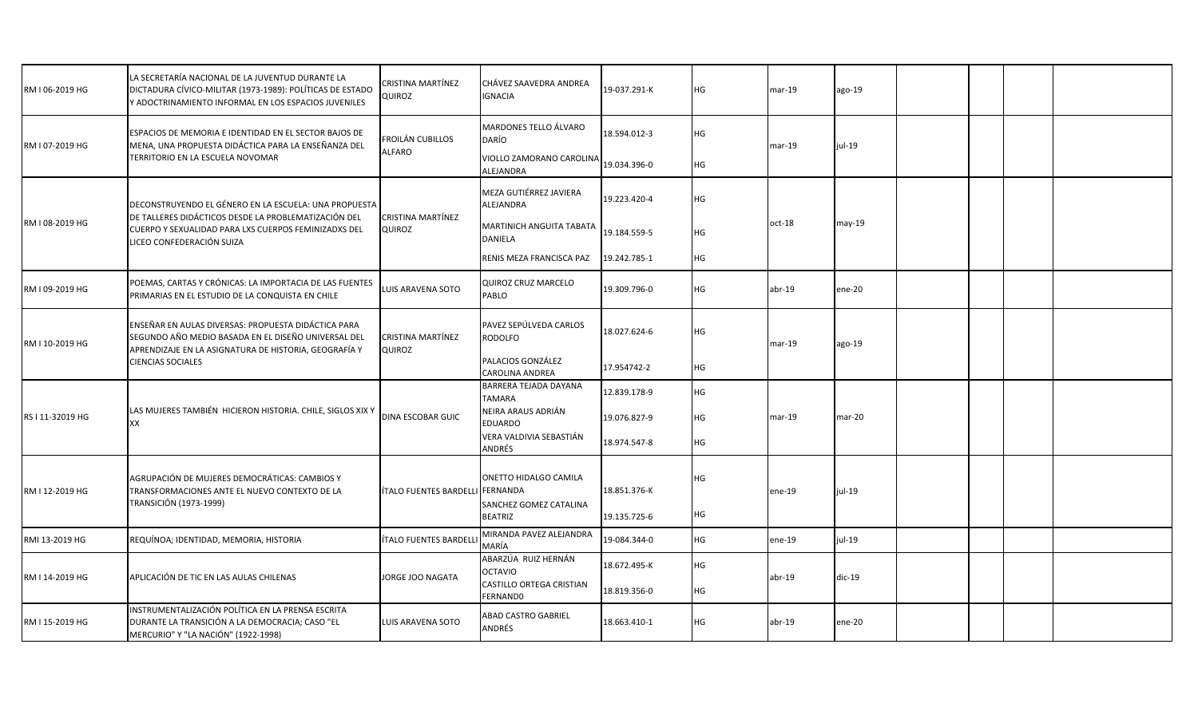| | | | | | | | | | | | |
|---|---|---|---|---|---|---|---|---|---|---|---|
| RM I 06-2019 HG | LA SECRETARÍA NACIONAL DE LA JUVENTUD DURANTE LA DICTADURA CÍVICO-MILITAR (1973-1989): POLÍTICAS DE ESTADO Y ADOCTRINAMIENTO INFORMAL EN LOS ESPACIOS JUVENILES | CRISTINA MARTÍNEZ QUIROZ | CHÁVEZ SAAVEDRA ANDREA IGNACIA | 19-037.291-K | HG | mar-19 | ago-19 | | | | |
| RM I 07-2019 HG | ESPACIOS DE MEMORIA E IDENTIDAD EN EL SECTOR BAJOS DE MENA, UNA PROPUESTA DIDÁCTICA PARA LA ENSEÑANZA DEL TERRITORIO EN LA ESCUELA NOVOMAR | FROILÁN CUBILLOS ALFARO | MARDONES TELLO ÁLVARO DARÍO | 18.594.012-3 | HG | mar-19 | jul-19 | | | | |
| | | | VIOLLO ZAMORANO CAROLINA ALEJANDRA | 19.034.396-0 | HG | | | | | | |
| RM I 08-2019 HG | DECONSTRUYENDO EL GÉNERO EN LA ESCUELA: UNA PROPUESTA DE TALLERES DIDÁCTICOS DESDE LA PROBLEMATIZACIÓN DEL CUERPO Y SEXUALIDAD PARA LXS CUERPOS FEMINIZADXS DEL LICEO CONFEDERACIÓN SUIZA | CRISTINA MARTÍNEZ QUIROZ | MEZA GUTIÉRREZ JAVIERA ALEJANDRA | 19.223.420-4 | HG | oct-18 | may-19 | | | | |
| | | | MARTINICH ANGUITA TABATA DANIELA | 19.184.559-5 | HG | | | | | | |
| | | | RENIS MEZA FRANCISCA PAZ | 19.242.785-1 | HG | | | | | | |
| RM I 09-2019 HG | POEMAS, CARTAS Y CRÓNICAS: LA IMPORTACIA DE LAS FUENTES PRIMARIAS EN EL ESTUDIO DE LA CONQUISTA EN CHILE | LUIS ARAVENA SOTO | QUIROZ CRUZ MARCELO PABLO | 19.309.796-0 | HG | abr-19 | ene-20 | | | | |
| RM I 10-2019 HG | ENSEÑAR EN AULAS DIVERSAS: PROPUESTA DIDÁCTICA PARA SEGUNDO AÑO MEDIO BASADA EN EL DISEÑO UNIVERSAL DEL APRENDIZAJE EN LA ASIGNATURA DE HISTORIA, GEOGRAFÍA Y CIENCIAS SOCIALES | CRISTINA MARTÍNEZ QUIROZ | PAVEZ SEPÚLVEDA CARLOS RODOLFO | 18.027.624-6 | HG | mar-19 | ago-19 | | | | |
| | | | PALACIOS GONZÁLEZ CAROLINA ANDREA | 17.954742-2 | HG | | | | | | |
| RS I 11-32019 HG | LAS MUJERES TAMBIÉN HICIERON HISTORIA. CHILE, SIGLOS XIX Y XX | DINA ESCOBAR GUIC | BARRERA TEJADA DAYANA TAMARA | 12.839.178-9 | HG | mar-19 | mar-20 | | | | |
| | | | NEIRA ARAUS ADRIÁN EDUARDO | 19.076.827-9 | HG | | | | | | |
| | | | VERA VALDIVIA SEBASTIÁN ANDRÉS | 18.974.547-8 | HG | | | | | | |
| RM I 12-2019 HG | AGRUPACIÓN DE MUJERES DEMOCRÁTICAS: CAMBIOS Y TRANSFORMACIONES ANTE EL NUEVO CONTEXTO DE LA TRANSICIÓN (1973-1999) | ÍTALO FUENTES BARDELLI | ONETTO HIDALGO CAMILA FERNANDA | 18.851.376-K | HG | ene-19 | jul-19 | | | | |
| | | | SANCHEZ GOMEZ CATALINA BEATRIZ | 19.135.725-6 | HG | | | | | | |
| RMI 13-2019 HG | REQUÍNOA; IDENTIDAD, MEMORIA, HISTORIA | ÍTALO FUENTES BARDELLI | MIRANDA PAVEZ ALEJANDRA MARÍA | 19-084.344-0 | HG | ene-19 | jul-19 | | | | |
| RM I 14-2019 HG | APLICACIÓN DE TIC EN LAS AULAS CHILENAS | JORGE JOO NAGATA | ABARZÚA RUIZ HERNÁN OCTAVIO | 18.672.495-K | HG | abr-19 | dic-19 | | | | |
| | | | CASTILLO ORTEGA CRISTIAN FERNAND0 | 18.819.356-0 | HG | | | | | | |
| RM I 15-2019 HG | INSTRUMENTALIZACIÓN POLÍTICA EN LA PRENSA ESCRITA DURANTE LA TRANSICIÓN A LA DEMOCRACIA; CASO "EL MERCURIO" Y "LA NACIÓN" (1922-1998) | LUIS ARAVENA SOTO | ABAD CASTRO GABRIEL ANDRÉS | 18.663.410-1 | HG | abr-19 | ene-20 | | | | |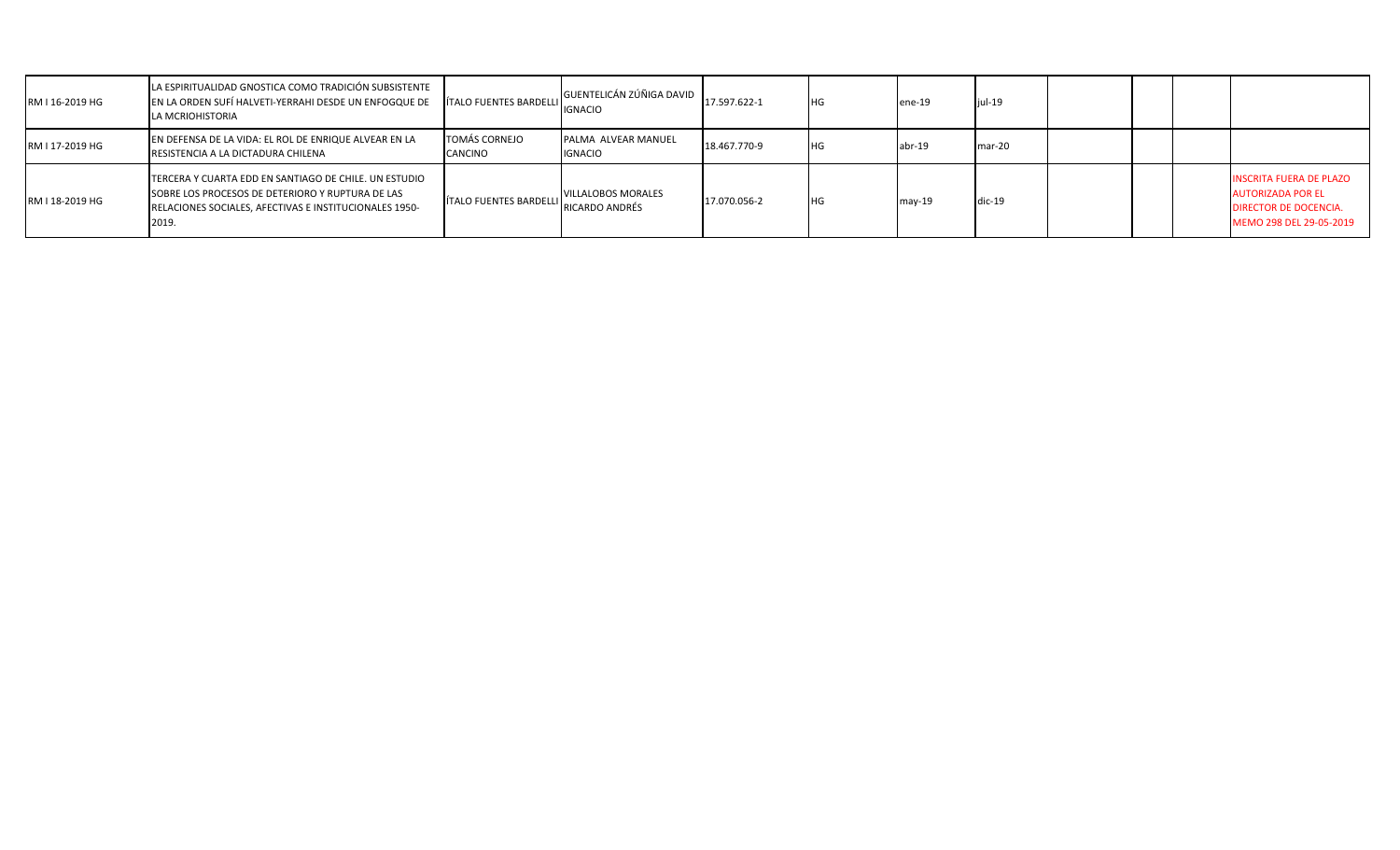| | | | | | | | | | | | |
|---|---|---|---|---|---|---|---|---|---|---|---|
| RM I 16-2019 HG | LA ESPIRITUALIDAD GNOSTICA COMO TRADICIÓN SUBSISTENTE EN LA ORDEN SUFÍ HALVETI-YERRAHI DESDE UN ENFOGQUE DE LA MCRIOHISTORIA | ÍTALO FUENTES BARDELLI | GUENTELICÁN ZÚÑIGA DAVID IGNACIO | 17.597.622-1 | HG | ene-19 | jul-19 | | | | |
| RM I 17-2019 HG | EN DEFENSA DE LA VIDA: EL ROL DE ENRIQUE ALVEAR EN LA RESISTENCIA A LA DICTADURA CHILENA | TOMÁS CORNEJO CANCINO | PALMA ALVEAR MANUEL IGNACIO | 18.467.770-9 | HG | abr-19 | mar-20 | | | | |
| RM I 18-2019 HG | TERCERA Y CUARTA EDD EN SANTIAGO DE CHILE. UN ESTUDIO SOBRE LOS PROCESOS DE DETERIORO Y RUPTURA DE LAS RELACIONES SOCIALES, AFECTIVAS E INSTITUCIONALES 1950-2019. | ÍTALO FUENTES BARDELLI | VILLALOBOS MORALES RICARDO ANDRÉS | 17.070.056-2 | HG | may-19 | dic-19 | | | | INSCRITA FUERA DE PLAZO AUTORIZADA POR EL DIRECTOR DE DOCENCIA. MEMO 298 DEL 29-05-2019 |